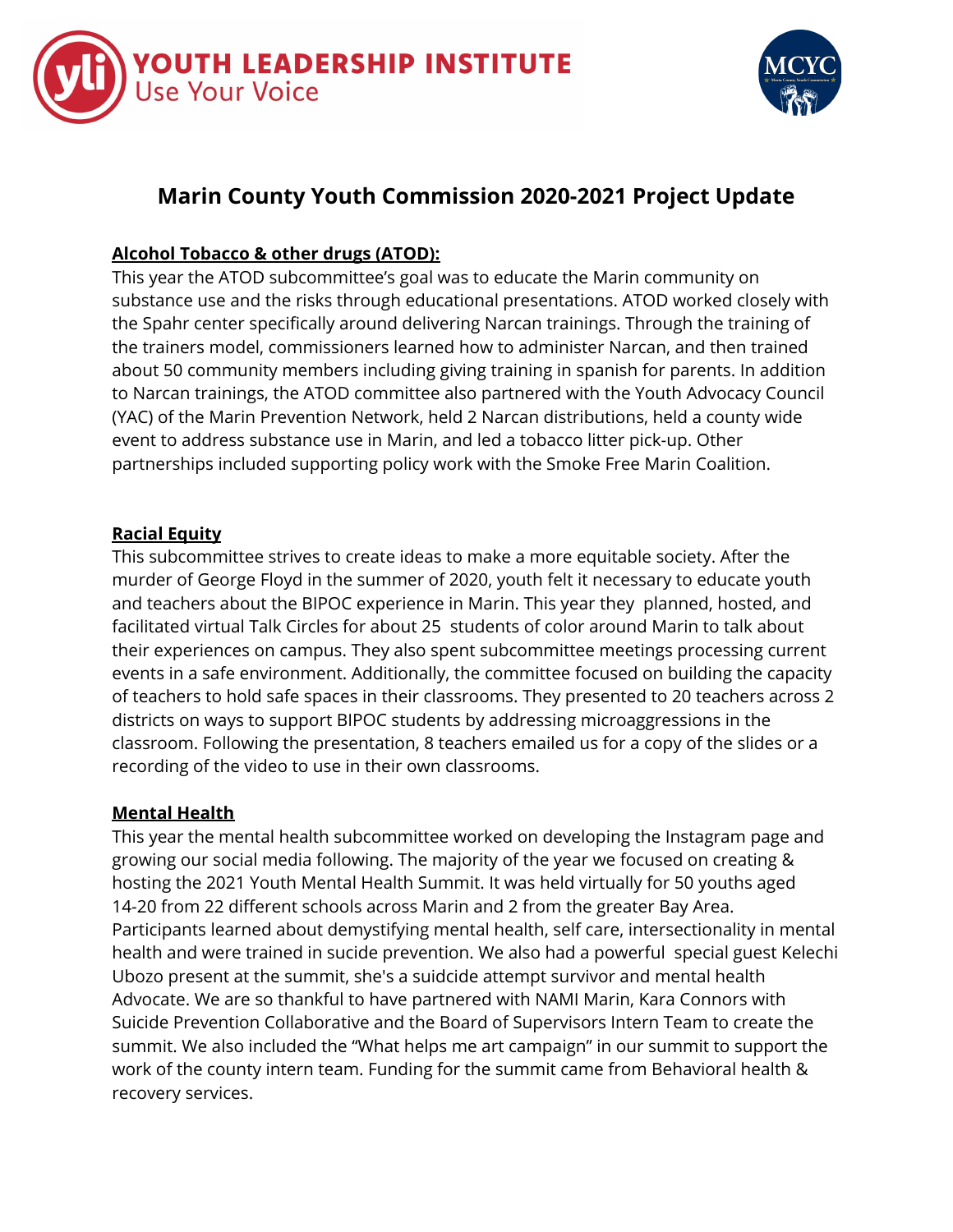YOUTH LEADERSHIP INSTITUTE
Use Your Voice

# Marin County Youth Commission 2020-2021 Project Update

## Alcohol Tobacco & other drugs (ATOD):

This year the ATOD subcommittee's goal was to educate the Marin community on substance use and the risks through educational presentations. ATOD worked closely with the Spahr center specifically around delivering Narcan trainings. Through the training of the trainers model, commissioners learned how to administer Narcan, and then trained about 50 community members including giving training in spanish for parents. In addition to Narcan trainings, the ATOD committee also partnered with the Youth Advocacy Council (YAC) of the Marin Prevention Network, held 2 Narcan distributions, held a county wide event to address substance use in Marin, and led a tobacco litter pick-up. Other partnerships included supporting policy work with the Smoke Free Marin Coalition.

## Racial Equity

This subcommittee strives to create ideas to make a more equitable society. After the murder of George Floyd in the summer of 2020, youth felt it necessary to educate youth and teachers about the BIPOC experience in Marin. This year they planned, hosted, and facilitated virtual Talk Circles for about 25 students of color around Marin to talk about their experiences on campus. They also spent subcommittee meetings processing current events in a safe environment. Additionally, the committee focused on building the capacity of teachers to hold safe spaces in their classrooms. They presented to 20 teachers across 2 districts on ways to support BIPOC students by addressing microaggressions in the classroom. Following the presentation, 8 teachers emailed us for a copy of the slides or a recording of the video to use in their own classrooms.

## Mental Health

This year the mental health subcommittee worked on developing the Instagram page and growing our social media following. The majority of the year we focused on creating & hosting the 2021 Youth Mental Health Summit. It was held virtually for 50 youths aged 14-20 from 22 different schools across Marin and 2 from the greater Bay Area. Participants learned about demystifying mental health, self care, intersectionality in mental health and were trained in sucide prevention. We also had a powerful special guest Kelechi Ubozo present at the summit, she's a suidcide attempt survivor and mental health Advocate. We are so thankful to have partnered with NAMI Marin, Kara Connors with Suicide Prevention Collaborative and the Board of Supervisors Intern Team to create the summit. We also included the "What helps me art campaign" in our summit to support the work of the county intern team. Funding for the summit came from Behavioral health & recovery services.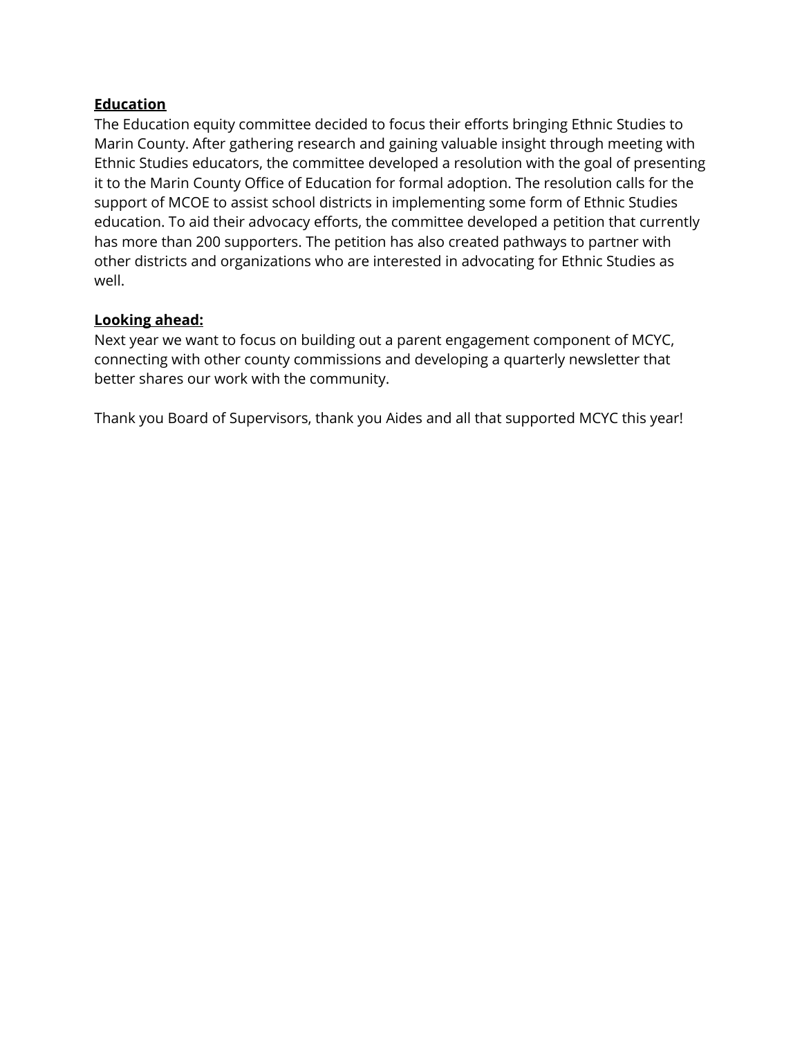**Education**

The Education equity committee decided to focus their efforts bringing Ethnic Studies to Marin County. After gathering research and gaining valuable insight through meeting with Ethnic Studies educators, the committee developed a resolution with the goal of presenting it to the Marin County Office of Education for formal adoption. The resolution calls for the support of MCOE to assist school districts in implementing some form of Ethnic Studies education. To aid their advocacy efforts, the committee developed a petition that currently has more than 200 supporters. The petition has also created pathways to partner with other districts and organizations who are interested in advocating for Ethnic Studies as well.

**Looking ahead:**

Next year we want to focus on building out a parent engagement component of MCYC, connecting with other county commissions and developing a quarterly newsletter that better shares our work with the community.

Thank you Board of Supervisors, thank you Aides and all that supported MCYC this year!